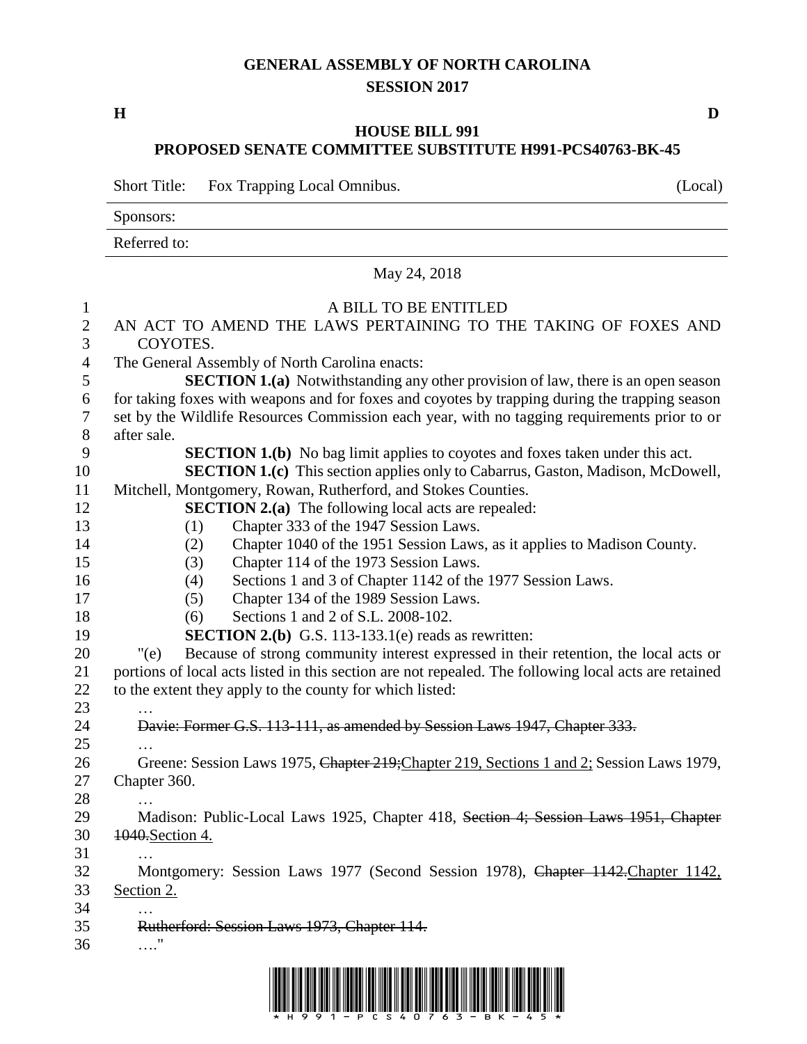# GENERAL ASSEMBLY OF NORTH CAROLINA
## SESSION 2017

**H** **D**

## HOUSE BILL 991
## PROPOSED SENATE COMMITTEE SUBSTITUTE H991-PCS40763-BK-45

Short Title: Fox Trapping Local Omnibus. (Local)

Sponsors:

Referred to:

May 24, 2018

A BILL TO BE ENTITLED

AN ACT TO AMEND THE LAWS PERTAINING TO THE TAKING OF FOXES AND COYOTES.

The General Assembly of North Carolina enacts:

**SECTION 1.(a)** Notwithstanding any other provision of law, there is an open season for taking foxes with weapons and for foxes and coyotes by trapping during the trapping season set by the Wildlife Resources Commission each year, with no tagging requirements prior to or after sale.

**SECTION 1.(b)** No bag limit applies to coyotes and foxes taken under this act.

**SECTION 1.(c)** This section applies only to Cabarrus, Gaston, Madison, McDowell, Mitchell, Montgomery, Rowan, Rutherford, and Stokes Counties.

**SECTION 2.(a)** The following local acts are repealed:

(1) Chapter 333 of the 1947 Session Laws.
(2) Chapter 1040 of the 1951 Session Laws, as it applies to Madison County.
(3) Chapter 114 of the 1973 Session Laws.
(4) Sections 1 and 3 of Chapter 1142 of the 1977 Session Laws.
(5) Chapter 134 of the 1989 Session Laws.
(6) Sections 1 and 2 of S.L. 2008-102.

**SECTION 2.(b)** G.S. 113-133.1(e) reads as rewritten:

"(e) Because of strong community interest expressed in their retention, the local acts or portions of local acts listed in this section are not repealed. The following local acts are retained to the extent they apply to the county for which listed:

…

~~Davie: Former G.S. 113-111, as amended by Session Laws 1947, Chapter 333.~~

…

Greene: Session Laws 1975, ~~Chapter 219;~~<u>Chapter 219, Sections 1 and 2;</u> Session Laws 1979, Chapter 360.

…

Madison: Public-Local Laws 1925, Chapter 418, ~~Section 4; Session Laws 1951, Chapter 1040.~~<u>Section 4.</u>

…

Montgomery: Session Laws 1977 (Second Session 1978), ~~Chapter 1142.~~<u>Chapter 1142, Section 2.</u>

…

~~Rutherford: Session Laws 1973, Chapter 114.~~

…."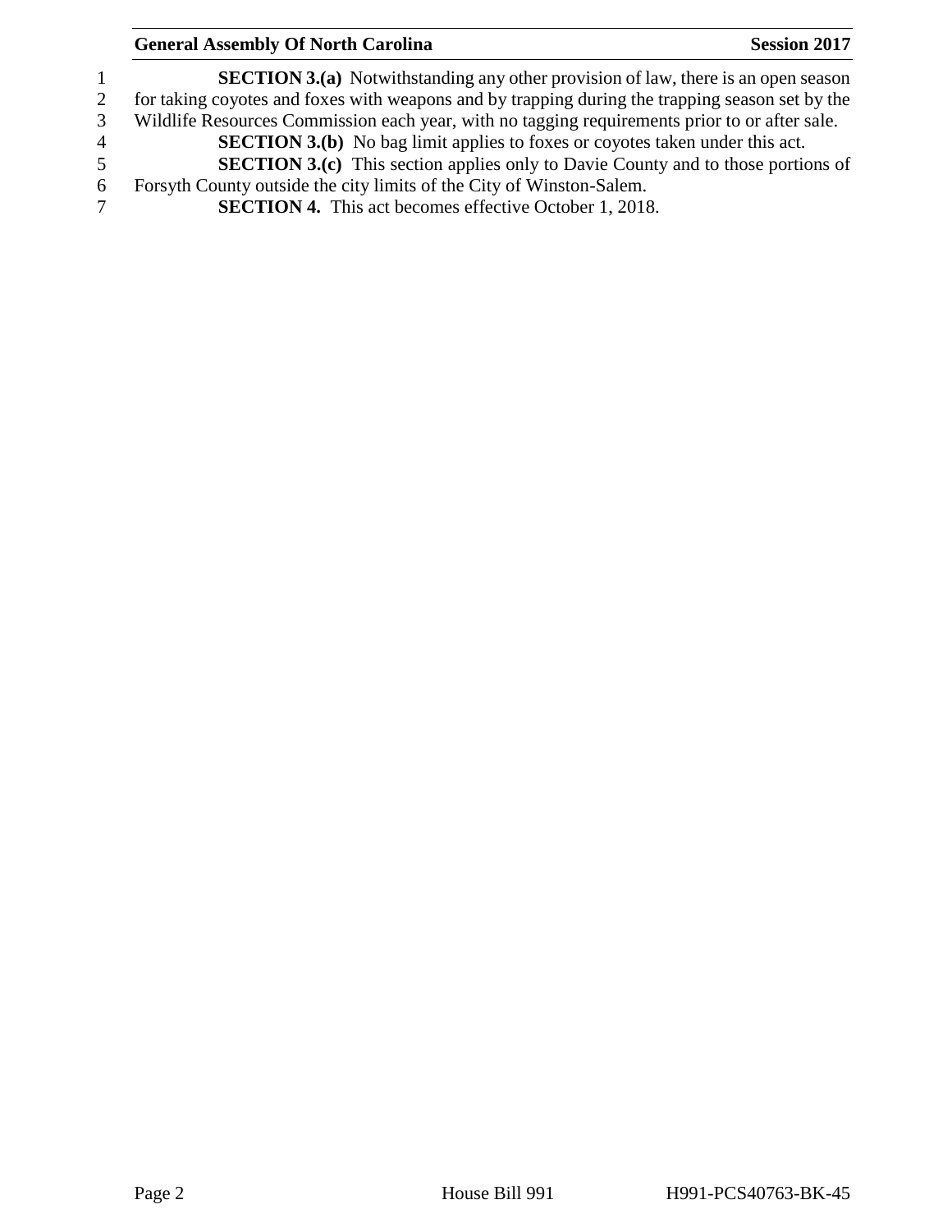**SECTION 3.(a)** Notwithstanding any other provision of law, there is an open season for taking coyotes and foxes with weapons and by trapping during the trapping season set by the Wildlife Resources Commission each year, with no tagging requirements prior to or after sale.

**SECTION 3.(b)** No bag limit applies to foxes or coyotes taken under this act.

**SECTION 3.(c)** This section applies only to Davie County and to those portions of Forsyth County outside the city limits of the City of Winston-Salem.

**SECTION 4.** This act becomes effective October 1, 2018.